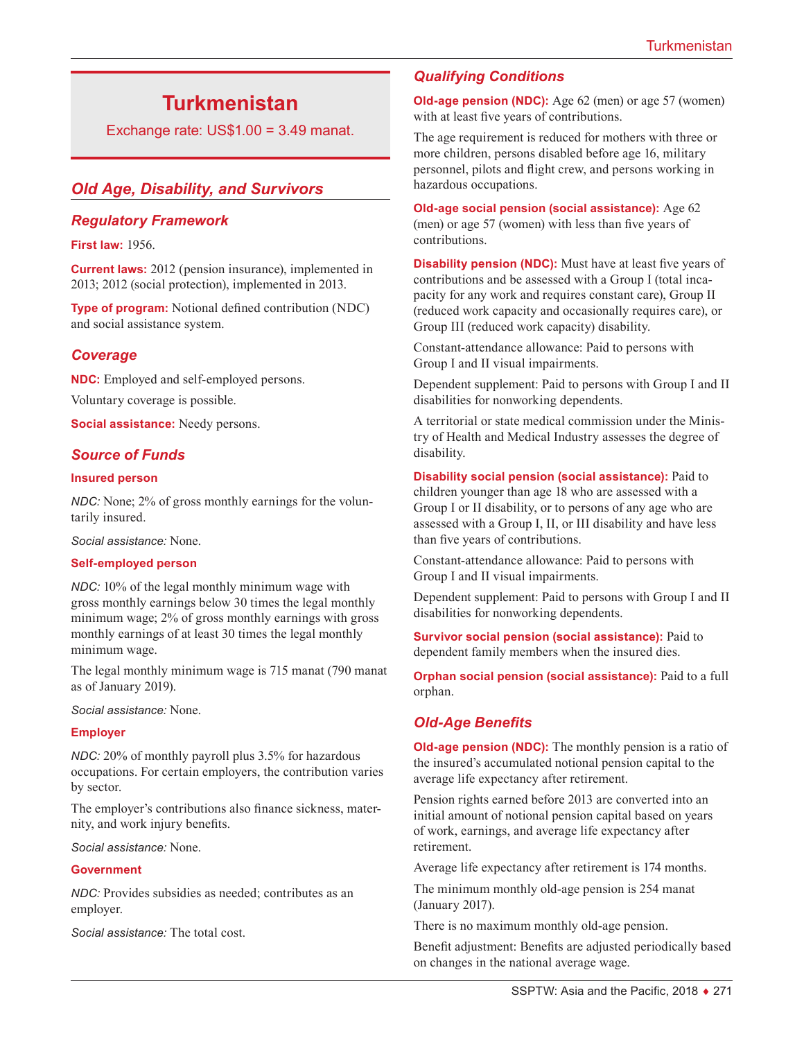# Turkmenistan

Exchange rate: US$1.00 = 3.49 manat.

## Old Age, Disability, and Survivors

### Regulatory Framework

**First law:** 1956.

**Current laws:** 2012 (pension insurance), implemented in 2013; 2012 (social protection), implemented in 2013.

**Type of program:** Notional defined contribution (NDC) and social assistance system.

### Coverage

**NDC:** Employed and self-employed persons.

Voluntary coverage is possible.

**Social assistance:** Needy persons.

### Source of Funds

#### Insured person

*NDC:* None; 2% of gross monthly earnings for the voluntarily insured.

*Social assistance:* None.

#### Self-employed person

*NDC:* 10% of the legal monthly minimum wage with gross monthly earnings below 30 times the legal monthly minimum wage; 2% of gross monthly earnings with gross monthly earnings of at least 30 times the legal monthly minimum wage.

The legal monthly minimum wage is 715 manat (790 manat as of January 2019).

*Social assistance:* None.

#### Employer

*NDC:* 20% of monthly payroll plus 3.5% for hazardous occupations. For certain employers, the contribution varies by sector.

The employer's contributions also finance sickness, maternity, and work injury benefits.

*Social assistance:* None.

#### Government

*NDC:* Provides subsidies as needed; contributes as an employer.

*Social assistance:* The total cost.

### Qualifying Conditions

**Old-age pension (NDC):** Age 62 (men) or age 57 (women) with at least five years of contributions.

The age requirement is reduced for mothers with three or more children, persons disabled before age 16, military personnel, pilots and flight crew, and persons working in hazardous occupations.

**Old-age social pension (social assistance):** Age 62 (men) or age 57 (women) with less than five years of contributions.

**Disability pension (NDC):** Must have at least five years of contributions and be assessed with a Group I (total incapacity for any work and requires constant care), Group II (reduced work capacity and occasionally requires care), or Group III (reduced work capacity) disability.

Constant-attendance allowance: Paid to persons with Group I and II visual impairments.

Dependent supplement: Paid to persons with Group I and II disabilities for nonworking dependents.

A territorial or state medical commission under the Ministry of Health and Medical Industry assesses the degree of disability.

**Disability social pension (social assistance):** Paid to children younger than age 18 who are assessed with a Group I or II disability, or to persons of any age who are assessed with a Group I, II, or III disability and have less than five years of contributions.

Constant-attendance allowance: Paid to persons with Group I and II visual impairments.

Dependent supplement: Paid to persons with Group I and II disabilities for nonworking dependents.

**Survivor social pension (social assistance):** Paid to dependent family members when the insured dies.

**Orphan social pension (social assistance):** Paid to a full orphan.

### Old-Age Benefits

**Old-age pension (NDC):** The monthly pension is a ratio of the insured's accumulated notional pension capital to the average life expectancy after retirement.

Pension rights earned before 2013 are converted into an initial amount of notional pension capital based on years of work, earnings, and average life expectancy after retirement.

Average life expectancy after retirement is 174 months.

The minimum monthly old-age pension is 254 manat (January 2017).

There is no maximum monthly old-age pension.

Benefit adjustment: Benefits are adjusted periodically based on changes in the national average wage.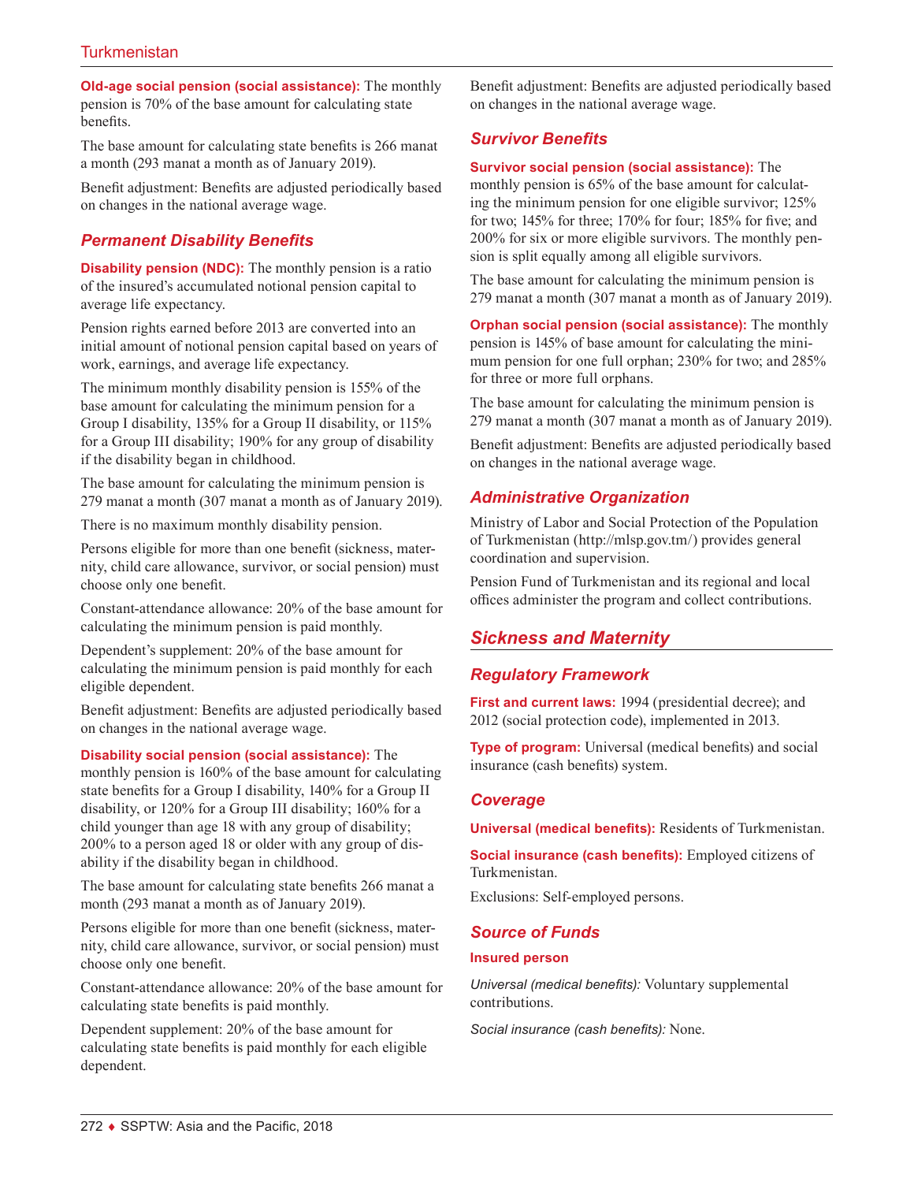**Old-age social pension (social assistance):** The monthly pension is 70% of the base amount for calculating state benefits.

The base amount for calculating state benefits is 266 manat a month (293 manat a month as of January 2019).

Benefit adjustment: Benefits are adjusted periodically based on changes in the national average wage.

## Permanent Disability Benefits

**Disability pension (NDC):** The monthly pension is a ratio of the insured's accumulated notional pension capital to average life expectancy.

Pension rights earned before 2013 are converted into an initial amount of notional pension capital based on years of work, earnings, and average life expectancy.

The minimum monthly disability pension is 155% of the base amount for calculating the minimum pension for a Group I disability, 135% for a Group II disability, or 115% for a Group III disability; 190% for any group of disability if the disability began in childhood.

The base amount for calculating the minimum pension is 279 manat a month (307 manat a month as of January 2019).

There is no maximum monthly disability pension.

Persons eligible for more than one benefit (sickness, maternity, child care allowance, survivor, or social pension) must choose only one benefit.

Constant-attendance allowance: 20% of the base amount for calculating the minimum pension is paid monthly.

Dependent's supplement: 20% of the base amount for calculating the minimum pension is paid monthly for each eligible dependent.

Benefit adjustment: Benefits are adjusted periodically based on changes in the national average wage.

**Disability social pension (social assistance):** The monthly pension is 160% of the base amount for calculating state benefits for a Group I disability, 140% for a Group II disability, or 120% for a Group III disability; 160% for a child younger than age 18 with any group of disability; 200% to a person aged 18 or older with any group of disability if the disability began in childhood.

The base amount for calculating state benefits 266 manat a month (293 manat a month as of January 2019).

Persons eligible for more than one benefit (sickness, maternity, child care allowance, survivor, or social pension) must choose only one benefit.

Constant-attendance allowance: 20% of the base amount for calculating state benefits is paid monthly.

Dependent supplement: 20% of the base amount for calculating state benefits is paid monthly for each eligible dependent.

Benefit adjustment: Benefits are adjusted periodically based on changes in the national average wage.

## Survivor Benefits

**Survivor social pension (social assistance):** The monthly pension is 65% of the base amount for calculating the minimum pension for one eligible survivor; 125% for two; 145% for three; 170% for four; 185% for five; and 200% for six or more eligible survivors. The monthly pension is split equally among all eligible survivors.

The base amount for calculating the minimum pension is 279 manat a month (307 manat a month as of January 2019).

**Orphan social pension (social assistance):** The monthly pension is 145% of base amount for calculating the minimum pension for one full orphan; 230% for two; and 285% for three or more full orphans.

The base amount for calculating the minimum pension is 279 manat a month (307 manat a month as of January 2019).

Benefit adjustment: Benefits are adjusted periodically based on changes in the national average wage.

## Administrative Organization

Ministry of Labor and Social Protection of the Population of Turkmenistan (http://mlsp.gov.tm/) provides general coordination and supervision.

Pension Fund of Turkmenistan and its regional and local offices administer the program and collect contributions.

# Sickness and Maternity

## Regulatory Framework

**First and current laws:** 1994 (presidential decree); and 2012 (social protection code), implemented in 2013.

**Type of program:** Universal (medical benefits) and social insurance (cash benefits) system.

## Coverage

**Universal (medical benefits):** Residents of Turkmenistan.

**Social insurance (cash benefits):** Employed citizens of Turkmenistan.

Exclusions: Self-employed persons.

## Source of Funds

**Insured person**

*Universal (medical benefits):* Voluntary supplemental contributions.

*Social insurance (cash benefits):* None.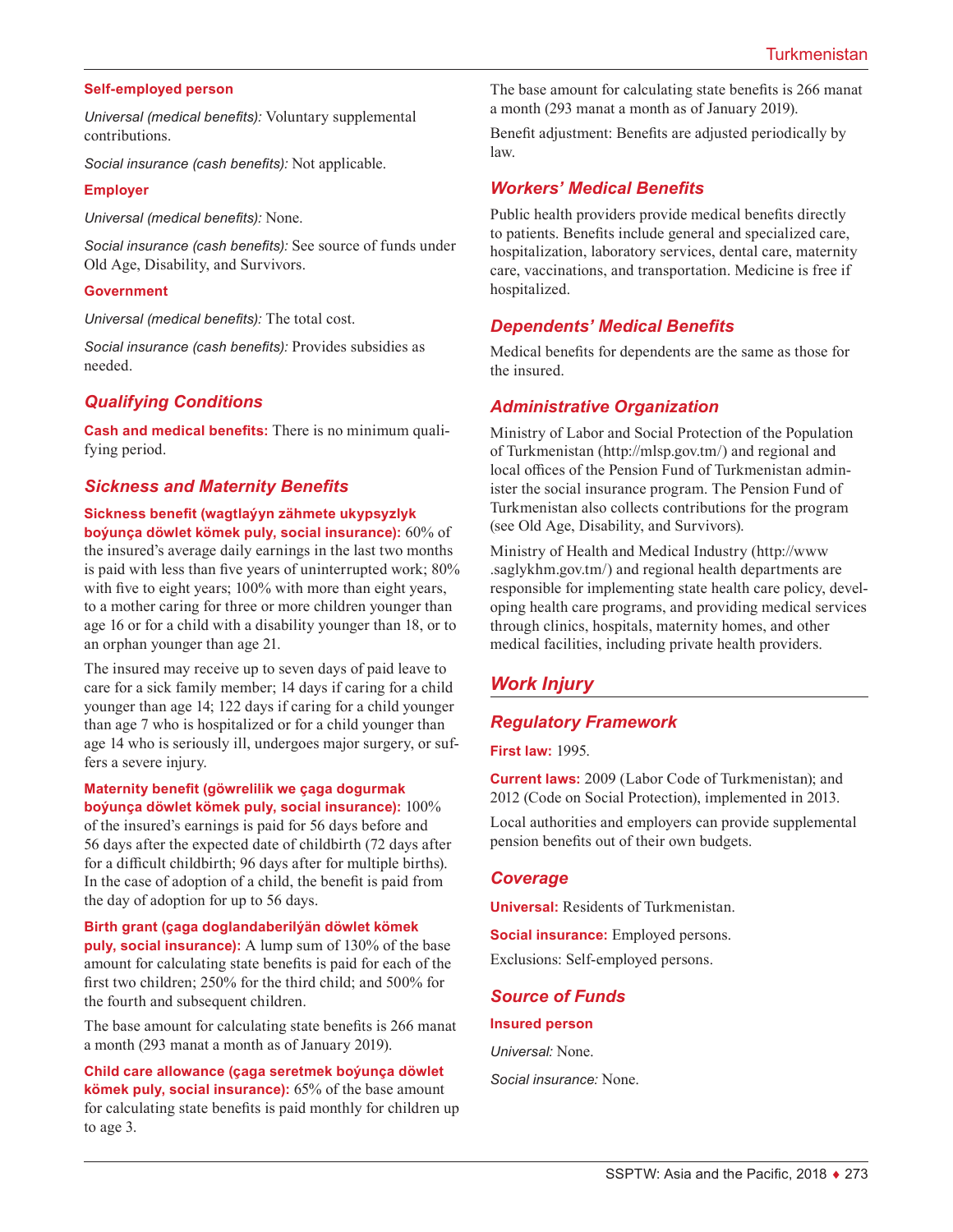#### Self-employed person

*Universal (medical benefits):* Voluntary supplemental contributions.

*Social insurance (cash benefits):* Not applicable.

#### Employer

*Universal (medical benefits):* None.

*Social insurance (cash benefits):* See source of funds under Old Age, Disability, and Survivors.

#### Government

*Universal (medical benefits):* The total cost.

*Social insurance (cash benefits):* Provides subsidies as needed.

### *Qualifying Conditions*

**Cash and medical benefits:** There is no minimum qualifying period.

### *Sickness and Maternity Benefits*

**Sickness benefit (wagtlaýyn zähmete ukypsyzlyk boýunça döwlet kömek puly, social insurance):** 60% of the insured's average daily earnings in the last two months is paid with less than five years of uninterrupted work; 80% with five to eight years; 100% with more than eight years, to a mother caring for three or more children younger than age 16 or for a child with a disability younger than 18, or to an orphan younger than age 21.

The insured may receive up to seven days of paid leave to care for a sick family member; 14 days if caring for a child younger than age 14; 122 days if caring for a child younger than age 7 who is hospitalized or for a child younger than age 14 who is seriously ill, undergoes major surgery, or suffers a severe injury.

**Maternity benefit (göwrelilik we çaga dogurmak boýunça döwlet kömek puly, social insurance):** 100% of the insured's earnings is paid for 56 days before and 56 days after the expected date of childbirth (72 days after for a difficult childbirth; 96 days after for multiple births). In the case of adoption of a child, the benefit is paid from the day of adoption for up to 56 days.

**Birth grant (çaga doglandaberilýän döwlet kömek puly, social insurance):** A lump sum of 130% of the base amount for calculating state benefits is paid for each of the first two children; 250% for the third child; and 500% for the fourth and subsequent children.

The base amount for calculating state benefits is 266 manat a month (293 manat a month as of January 2019).

**Child care allowance (çaga seretmek boýunça döwlet kömek puly, social insurance):** 65% of the base amount for calculating state benefits is paid monthly for children up to age 3.

The base amount for calculating state benefits is 266 manat a month (293 manat a month as of January 2019).

Benefit adjustment: Benefits are adjusted periodically by law.

### *Workers' Medical Benefits*

Public health providers provide medical benefits directly to patients. Benefits include general and specialized care, hospitalization, laboratory services, dental care, maternity care, vaccinations, and transportation. Medicine is free if hospitalized.

### *Dependents' Medical Benefits*

Medical benefits for dependents are the same as those for the insured.

### *Administrative Organization*

Ministry of Labor and Social Protection of the Population of Turkmenistan (http://mlsp.gov.tm/) and regional and local offices of the Pension Fund of Turkmenistan administer the social insurance program. The Pension Fund of Turkmenistan also collects contributions for the program (see Old Age, Disability, and Survivors).

Ministry of Health and Medical Industry (http://www.saglykhm.gov.tm/) and regional health departments are responsible for implementing state health care policy, developing health care programs, and providing medical services through clinics, hospitals, maternity homes, and other medical facilities, including private health providers.

## *Work Injury*

### *Regulatory Framework*

**First law:** 1995.

**Current laws:** 2009 (Labor Code of Turkmenistan); and 2012 (Code on Social Protection), implemented in 2013.

Local authorities and employers can provide supplemental pension benefits out of their own budgets.

### *Coverage*

**Universal:** Residents of Turkmenistan.

**Social insurance:** Employed persons.

Exclusions: Self-employed persons.

### *Source of Funds*

#### Insured person

*Universal:* None.

*Social insurance:* None.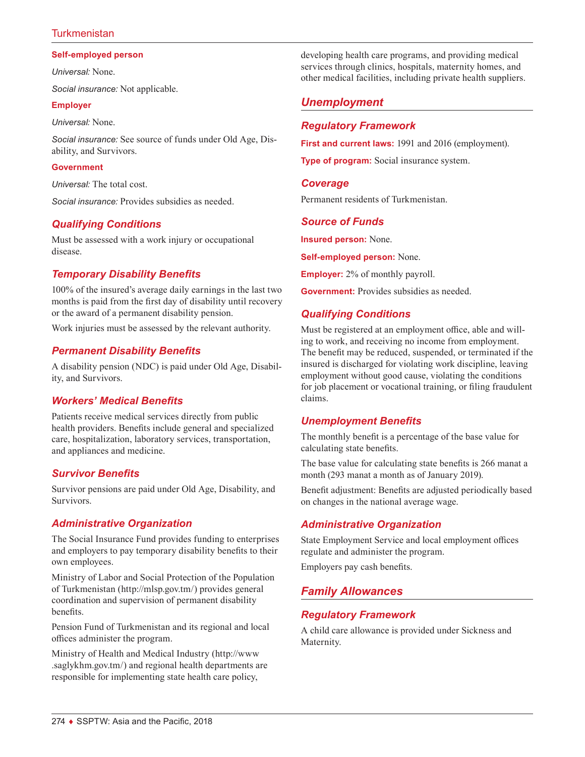**Self-employed person**

*Universal:* None.

*Social insurance:* Not applicable.

**Employer**

*Universal:* None.

*Social insurance:* See source of funds under Old Age, Disability, and Survivors.

**Government**

*Universal:* The total cost.

*Social insurance:* Provides subsidies as needed.

### Qualifying Conditions

Must be assessed with a work injury or occupational disease.

### Temporary Disability Benefits

100% of the insured's average daily earnings in the last two months is paid from the first day of disability until recovery or the award of a permanent disability pension.

Work injuries must be assessed by the relevant authority.

### Permanent Disability Benefits

A disability pension (NDC) is paid under Old Age, Disability, and Survivors.

### Workers' Medical Benefits

Patients receive medical services directly from public health providers. Benefits include general and specialized care, hospitalization, laboratory services, transportation, and appliances and medicine.

### Survivor Benefits

Survivor pensions are paid under Old Age, Disability, and Survivors.

### Administrative Organization

The Social Insurance Fund provides funding to enterprises and employers to pay temporary disability benefits to their own employees.

Ministry of Labor and Social Protection of the Population of Turkmenistan (http://mlsp.gov.tm/) provides general coordination and supervision of permanent disability benefits.

Pension Fund of Turkmenistan and its regional and local offices administer the program.

Ministry of Health and Medical Industry (http://www.saglykhm.gov.tm/) and regional health departments are responsible for implementing state health care policy, developing health care programs, and providing medical services through clinics, hospitals, maternity homes, and other medical facilities, including private health suppliers.

## Unemployment

### Regulatory Framework

**First and current laws:** 1991 and 2016 (employment).

**Type of program:** Social insurance system.

### Coverage

Permanent residents of Turkmenistan.

### Source of Funds

**Insured person:** None.

**Self-employed person:** None.

**Employer:** 2% of monthly payroll.

**Government:** Provides subsidies as needed.

### Qualifying Conditions

Must be registered at an employment office, able and willing to work, and receiving no income from employment. The benefit may be reduced, suspended, or terminated if the insured is discharged for violating work discipline, leaving employment without good cause, violating the conditions for job placement or vocational training, or filing fraudulent claims.

### Unemployment Benefits

The monthly benefit is a percentage of the base value for calculating state benefits.

The base value for calculating state benefits is 266 manat a month (293 manat a month as of January 2019).

Benefit adjustment: Benefits are adjusted periodically based on changes in the national average wage.

### Administrative Organization

State Employment Service and local employment offices regulate and administer the program.

Employers pay cash benefits.

## Family Allowances

### Regulatory Framework

A child care allowance is provided under Sickness and Maternity.